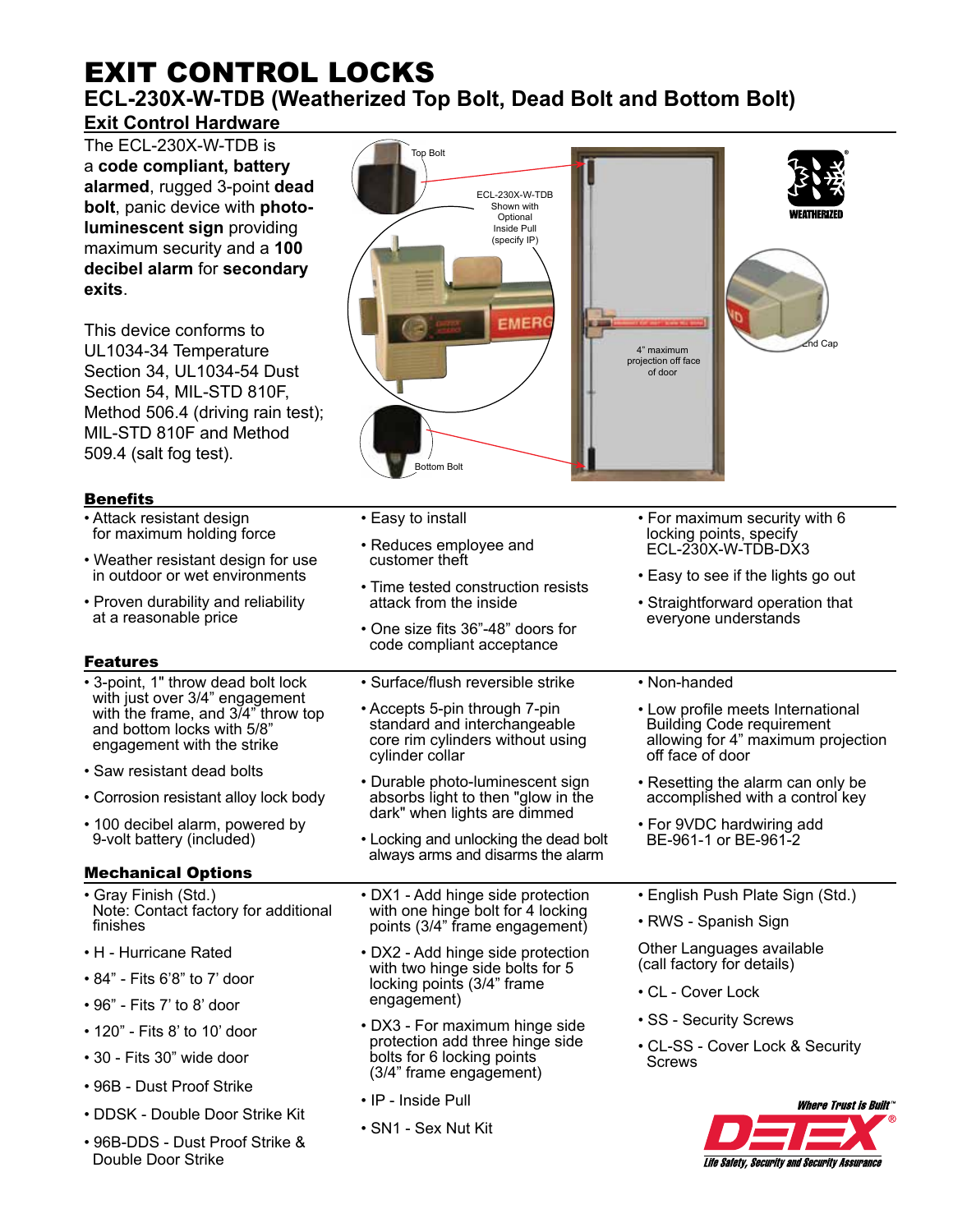# EXIT CONTROL LOCKS

## ECL-230X-W-TDB (Weatherized Top Bolt, Dead Bolt and Bottom Bolt)

### Exit Control Hardware

The ECL-230X-W-TDB is a **code compliant, battery alarmed**, rugged 3-point **dead bolt**, panic device with **photo-luminescent sign** providing maximum security and a **100 decibel alarm** for **secondary exits**.

This device conforms to UL1034-34 Temperature Section 34, UL1034-54 Dust Section 54, MIL-STD 810F, Method 506.4 (driving rain test); MIL-STD 810F and Method 509.4 (salt fog test).

Top Bolt

ECL-230X-W-TDB Shown with Optional Inside Pull (specify IP)

4" maximum projection off face of door

End Cap

Bottom Bolt

WEATHERIZED

### Benefits

- Attack resistant design for maximum holding force
- Weather resistant design for use in outdoor or wet environments
- Proven durability and reliability at a reasonable price
- Easy to install
- Reduces employee and customer theft
- Time tested construction resists attack from the inside
- One size fits 36"-48" doors for code compliant acceptance
- For maximum security with 6 locking points, specify ECL-230X-W-TDB-DX3
- Easy to see if the lights go out
- Straightforward operation that everyone understands

### Features

- 3-point, 1" throw dead bolt lock with just over 3/4" engagement with the frame, and 3/4" throw top and bottom locks with 5/8" engagement with the strike
- Saw resistant dead bolts
- Corrosion resistant alloy lock body
- 100 decibel alarm, powered by 9-volt battery (included)
- Surface/flush reversible strike
- Accepts 5-pin through 7-pin standard and interchangeable core rim cylinders without using cylinder collar
- Durable photo-luminescent sign absorbs light to then "glow in the dark" when lights are dimmed
- Locking and unlocking the dead bolt always arms and disarms the alarm
- Non-handed
- Low profile meets International Building Code requirement allowing for 4" maximum projection off face of door
- Resetting the alarm can only be accomplished with a control key
- For 9VDC hardwiring add BE-961-1 or BE-961-2

### Mechanical Options

- Gray Finish (Std.)
  Note: Contact factory for additional finishes
- H - Hurricane Rated
- 84" - Fits 6'8" to 7' door
- 96" - Fits 7' to 8' door
- 120" - Fits 8' to 10' door
- 30 - Fits 30" wide door
- 96B - Dust Proof Strike
- DDSK - Double Door Strike Kit
- 96B-DDS - Dust Proof Strike & Double Door Strike
- DX1 - Add hinge side protection with one hinge bolt for 4 locking points (3/4" frame engagement)
- DX2 - Add hinge side protection with two hinge side bolts for 5 locking points (3/4" frame engagement)
- DX3 - For maximum hinge side protection add three hinge side bolts for 6 locking points (3/4" frame engagement)
- IP - Inside Pull
- SN1 - Sex Nut Kit
- English Push Plate Sign (Std.)
- RWS - Spanish Sign

Other Languages available (call factory for details)

- CL - Cover Lock
- SS - Security Screws
- CL-SS - Cover Lock & Security Screws

*Where Trust is Built™*

**DETEX®**

*Life Safety, Security and Security Assurance*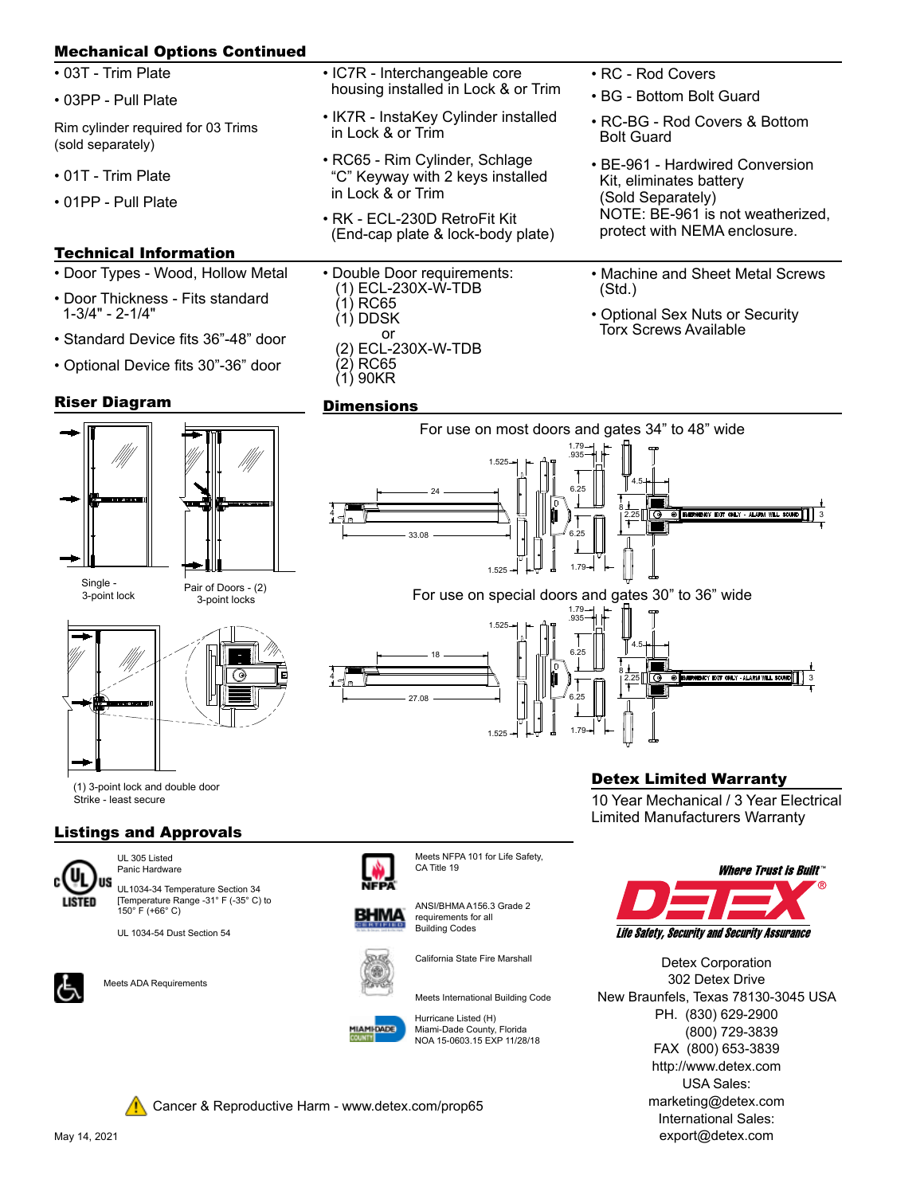## Mechanical Options Continued

- 03T - Trim Plate
- 03PP - Pull Plate

Rim cylinder required for 03 Trims (sold separately)

- 01T - Trim Plate
- 01PP - Pull Plate

- IC7R - Interchangeable core housing installed in Lock & or Trim
- IK7R - InstaKey Cylinder installed in Lock & or Trim
- RC65 - Rim Cylinder, Schlage "C" Keyway with 2 keys installed in Lock & or Trim
- RK - ECL-230D RetroFit Kit (End-cap plate & lock-body plate)

- RC - Rod Covers
- BG - Bottom Bolt Guard
- RC-BG - Rod Covers & Bottom Bolt Guard
- BE-961 - Hardwired Conversion Kit, eliminates battery (Sold Separately)
  NOTE: BE-961 is not weatherized, protect with NEMA enclosure.

## Technical Information

- Door Types - Wood, Hollow Metal
- Door Thickness - Fits standard 1-3/4" - 2-1/4"
- Standard Device fits 36"-48" door
- Optional Device fits 30"-36" door

- Double Door requirements:
  (1) ECL-230X-W-TDB
  (1) RC65
  (1) DDSK
  or
  (2) ECL-230X-W-TDB
  (2) RC65
  (1) 90KR

- Machine and Sheet Metal Screws (Std.)
- Optional Sex Nuts or Security Torx Screws Available

## Riser Diagram

Single - 3-point lock

Pair of Doors - (2) 3-point locks

(1) 3-point lock and double door Strike - least secure

## Dimensions

For use on most doors and gates 34" to 48" wide

1.79
.935
1.525
24
6.25
4.5
4
8
2.25
3
33.08
6.25
1.525
1.79
EMERGENCY EXIT ONLY - ALARM WILL SOUND

For use on special doors and gates 30" to 36" wide

1.79
.935
1.525
18
6.25
4.5
4
8
2.25
3
27.08
6.25
1.525
1.79
EMERGENCY EXIT ONLY - ALARM WILL SOUND

## Detex Limited Warranty

10 Year Mechanical / 3 Year Electrical Limited Manufacturers Warranty

## Listings and Approvals

UL 305 Listed
Panic Hardware

UL1034-34 Temperature Section 34
[Temperature Range -31° F (-35° C) to 150° F (+66° C)

UL 1034-54 Dust Section 54

Meets ADA Requirements

Meets NFPA 101 for Life Safety, CA Title 19

ANSI/BHMA A156.3 Grade 2 requirements for all Building Codes

California State Fire Marshall

Meets International Building Code

Hurricane Listed (H)
Miami-Dade County, Florida
NOA 15-0603.15 EXP 11/28/18

Where Trust is Built™

DETEX®

Life Safety, Security and Security Assurance

Detex Corporation
302 Detex Drive
New Braunfels, Texas 78130-3045 USA
PH. (830) 629-2900
(800) 729-3839
FAX (800) 653-3839
http://www.detex.com
USA Sales:
marketing@detex.com
International Sales:
export@detex.com

Cancer & Reproductive Harm - www.detex.com/prop65

May 14, 2021